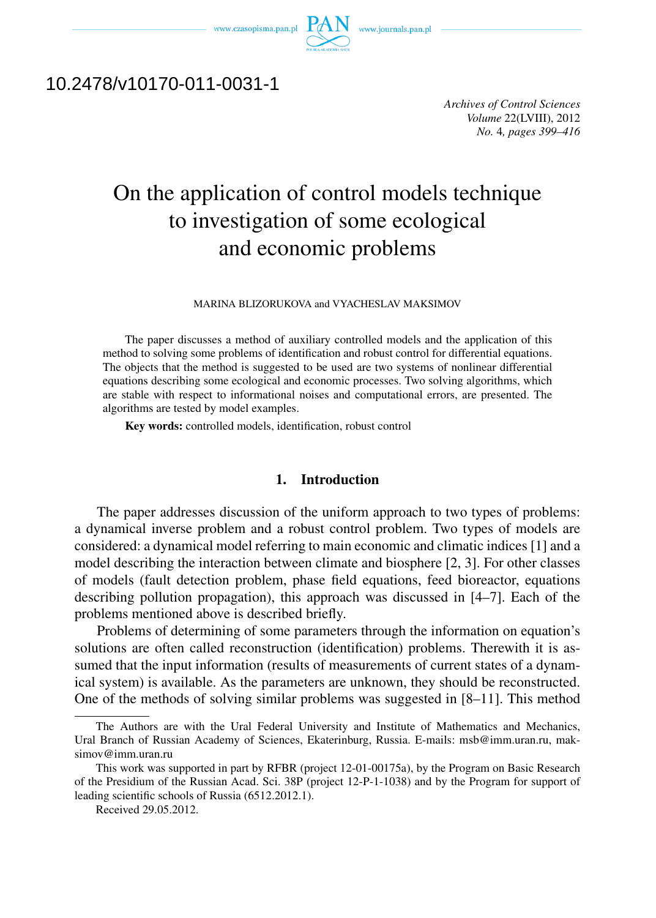10.2478/v10170-011-0031-1

# On the application of control models technique to investigation of some ecological and economic problems

MARINA BLIZORUKOVA and VYACHESLAV MAKSIMOV

The paper discusses a method of auxiliary controlled models and the application of this method to solving some problems of identification and robust control for differential equations. The objects that the method is suggested to be used are two systems of nonlinear differential equations describing some ecological and economic processes. Two solving algorithms, which are stable with respect to informational noises and computational errors, are presented. The algorithms are tested by model examples.

**Key words:** controlled models, identification, robust control

## 1. Introduction

The paper addresses discussion of the uniform approach to two types of problems: a dynamical inverse problem and a robust control problem. Two types of models are considered: a dynamical model referring to main economic and climatic indices [1] and a model describing the interaction between climate and biosphere [2, 3]. For other classes of models (fault detection problem, phase field equations, feed bioreactor, equations describing pollution propagation), this approach was discussed in [4–7]. Each of the problems mentioned above is described briefly.

Problems of determining of some parameters through the information on equation's solutions are often called reconstruction (identification) problems. Therewith it is assumed that the input information (results of measurements of current states of a dynamical system) is available. As the parameters are unknown, they should be reconstructed. One of the methods of solving similar problems was suggested in [8–11]. This method

---

The Authors are with the Ural Federal University and Institute of Mathematics and Mechanics, Ural Branch of Russian Academy of Sciences, Ekaterinburg, Russia. E-mails: msb@imm.uran.ru, maksimov@imm.uran.ru

This work was supported in part by RFBR (project 12-01-00175a), by the Program on Basic Research of the Presidium of the Russian Acad. Sci. 38P (project 12-P-1-1038) and by the Program for support of leading scientific schools of Russia (6512.2012.1).

Received 29.05.2012.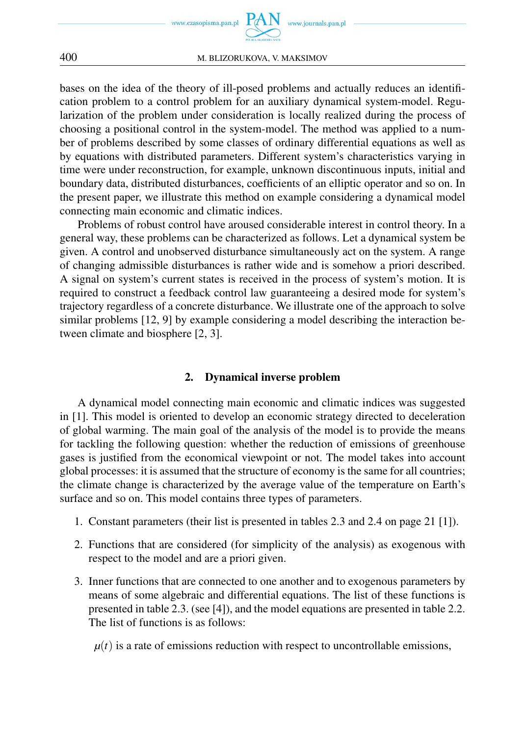bases on the idea of the theory of ill-posed problems and actually reduces an identification problem to a control problem for an auxiliary dynamical system-model. Regularization of the problem under consideration is locally realized during the process of choosing a positional control in the system-model. The method was applied to a number of problems described by some classes of ordinary differential equations as well as by equations with distributed parameters. Different system's characteristics varying in time were under reconstruction, for example, unknown discontinuous inputs, initial and boundary data, distributed disturbances, coefficients of an elliptic operator and so on. In the present paper, we illustrate this method on example considering a dynamical model connecting main economic and climatic indices.

Problems of robust control have aroused considerable interest in control theory. In a general way, these problems can be characterized as follows. Let a dynamical system be given. A control and unobserved disturbance simultaneously act on the system. A range of changing admissible disturbances is rather wide and is somehow a priori described. A signal on system's current states is received in the process of system's motion. It is required to construct a feedback control law guaranteeing a desired mode for system's trajectory regardless of a concrete disturbance. We illustrate one of the approach to solve similar problems [12, 9] by example considering a model describing the interaction between climate and biosphere [2, 3].

## 2. Dynamical inverse problem

A dynamical model connecting main economic and climatic indices was suggested in [1]. This model is oriented to develop an economic strategy directed to deceleration of global warming. The main goal of the analysis of the model is to provide the means for tackling the following question: whether the reduction of emissions of greenhouse gases is justified from the economical viewpoint or not. The model takes into account global processes: it is assumed that the structure of economy is the same for all countries; the climate change is characterized by the average value of the temperature on Earth's surface and so on. This model contains three types of parameters.

1. Constant parameters (their list is presented in tables 2.3 and 2.4 on page 21 [1]).

2. Functions that are considered (for simplicity of the analysis) as exogenous with respect to the model and are a priori given.

3. Inner functions that are connected to one another and to exogenous parameters by means of some algebraic and differential equations. The list of these functions is presented in table 2.3. (see [4]), and the model equations are presented in table 2.2. The list of functions is as follows:

   $\mu(t)$ is a rate of emissions reduction with respect to uncontrollable emissions,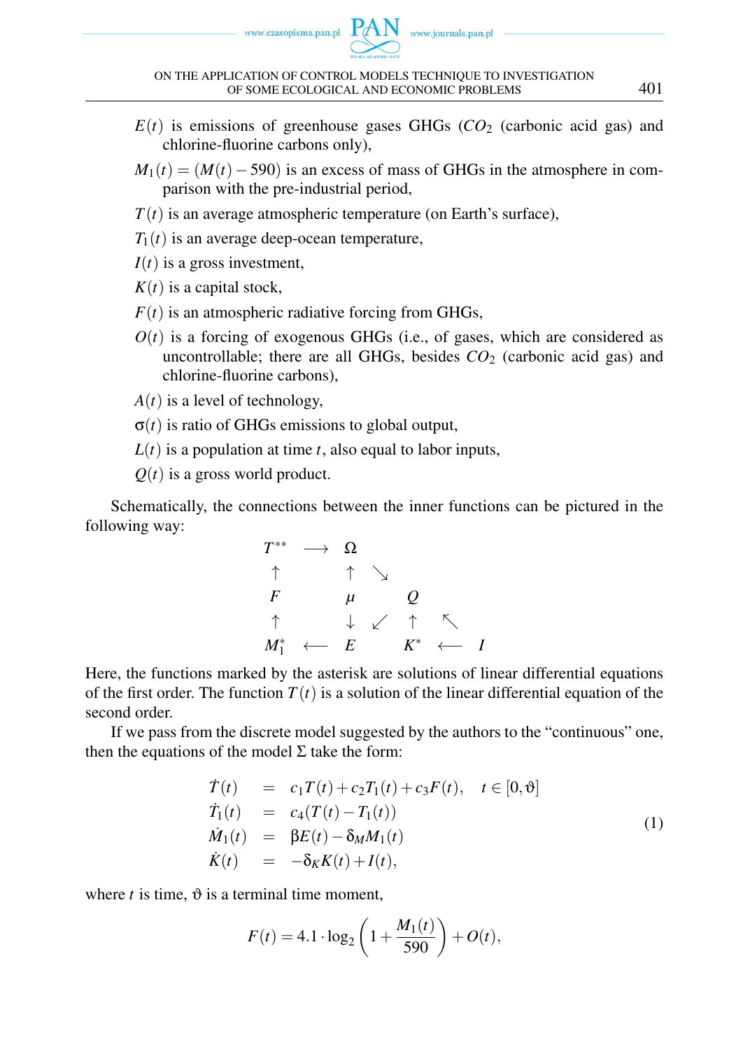$E(t)$ is emissions of greenhouse gases GHGs ($CO_2$ (carbonic acid gas) and chlorine-fluorine carbons only),

$M_1(t) = (M(t) - 590)$ is an excess of mass of GHGs in the atmosphere in comparison with the pre-industrial period,

$T(t)$ is an average atmospheric temperature (on Earth's surface),

$T_1(t)$ is an average deep-ocean temperature,

$I(t)$ is a gross investment,

$K(t)$ is a capital stock,

$F(t)$ is an atmospheric radiative forcing from GHGs,

$O(t)$ is a forcing of exogenous GHGs (i.e., of gases, which are considered as uncontrollable; there are all GHGs, besides $CO_2$ (carbonic acid gas) and chlorine-fluorine carbons),

$A(t)$ is a level of technology,

$\sigma(t)$ is ratio of GHGs emissions to global output,

$L(t)$ is a population at time $t$, also equal to labor inputs,

$Q(t)$ is a gross world product.

Schematically, the connections between the inner functions can be pictured in the following way:

$$
\begin{array}{ccccccc}
T^{**} & \longrightarrow & \Omega & & & & \\
\uparrow & & \uparrow & \searrow & & & \\
F & & \mu & & Q & & \\
\uparrow & & \downarrow & \swarrow & \uparrow & \nwarrow & \\
M_1^* & \longleftarrow & E & & K^* & \longleftarrow & I
\end{array}
$$

Here, the functions marked by the asterisk are solutions of linear differential equations of the first order. The function $T(t)$ is a solution of the linear differential equation of the second order.

If we pass from the discrete model suggested by the authors to the "continuous" one, then the equations of the model $\Sigma$ take the form:

$$
\begin{array}{rcll}
\dot{T}(t) & = & c_1 T(t) + c_2 T_1(t) + c_3 F(t), & t \in [0, \vartheta] \\
\dot{T}_1(t) & = & c_4 (T(t) - T_1(t)) & \\
\dot{M}_1(t) & = & \beta E(t) - \delta_M M_1(t) & \\
\dot{K}(t) & = & -\delta_K K(t) + I(t), &
\end{array}
\tag{1}
$$

where $t$ is time, $\vartheta$ is a terminal time moment,

$$
F(t) = 4.1 \cdot \log_2 \left( 1 + \frac{M_1(t)}{590} \right) + O(t),
$$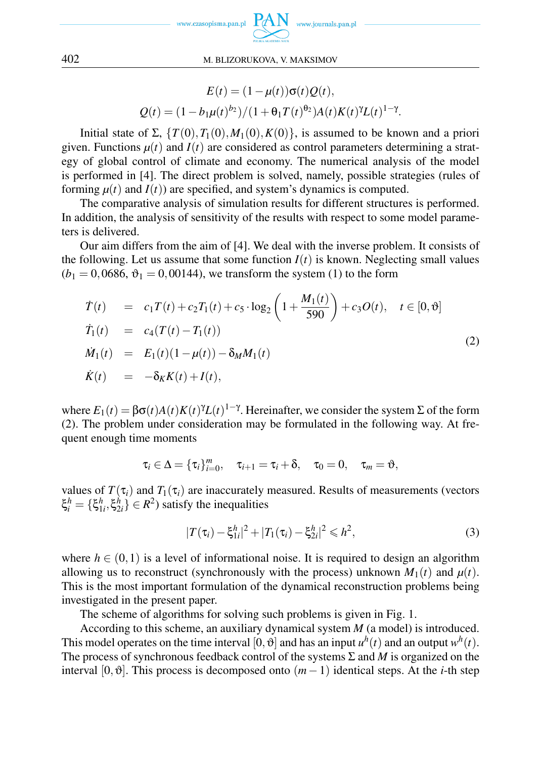$$E(t) = (1-\mu(t))\sigma(t)Q(t),$$

$$Q(t) = (1-b_1\mu(t)^{b_2})/(1+\theta_1 T(t)^{\theta_2})A(t)K(t)^{\gamma}L(t)^{1-\gamma}.$$

Initial state of $\Sigma$, $\{T(0), T_1(0), M_1(0), K(0)\}$, is assumed to be known and a priori given. Functions $\mu(t)$ and $I(t)$ are considered as control parameters determining a strategy of global control of climate and economy. The numerical analysis of the model is performed in [4]. The direct problem is solved, namely, possible strategies (rules of forming $\mu(t)$ and $I(t)$) are specified, and system's dynamics is computed.

The comparative analysis of simulation results for different structures is performed. In addition, the analysis of sensitivity of the results with respect to some model parameters is delivered.

Our aim differs from the aim of [4]. We deal with the inverse problem. It consists of the following. Let us assume that some function $I(t)$ is known. Neglecting small values ($b_1 = 0,0686$, $\vartheta_1 = 0,00144$), we transform the system (1) to the form

$$\begin{aligned}
\dot{T}(t) &= c_1 T(t) + c_2 T_1(t) + c_5 \cdot \log_2\left(1+\frac{M_1(t)}{590}\right) + c_3 O(t), \quad t \in [0,\vartheta] \\
\dot{T}_1(t) &= c_4(T(t) - T_1(t)) \\
\dot{M}_1(t) &= E_1(t)(1-\mu(t)) - \delta_M M_1(t) \\
\dot{K}(t) &= -\delta_K K(t) + I(t),
\end{aligned} \tag{2}$$

where $E_1(t) = \beta\sigma(t)A(t)K(t)^{\gamma}L(t)^{1-\gamma}$. Hereinafter, we consider the system $\Sigma$ of the form (2). The problem under consideration may be formulated in the following way. At frequent enough time moments

$$\tau_i \in \Delta = \{\tau_i\}_{i=0}^{m}, \quad \tau_{i+1} = \tau_i + \delta, \quad \tau_0 = 0, \quad \tau_m = \vartheta,$$

values of $T(\tau_i)$ and $T_1(\tau_i)$ are inaccurately measured. Results of measurements (vectors $\xi_i^h = \{\xi_{1i}^h, \xi_{2i}^h\} \in R^2$) satisfy the inequalities

$$|T(\tau_i) - \xi_{1i}^h|^2 + |T_1(\tau_i) - \xi_{2i}^h|^2 \leqslant h^2, \tag{3}$$

where $h \in (0,1)$ is a level of informational noise. It is required to design an algorithm allowing us to reconstruct (synchronously with the process) unknown $M_1(t)$ and $\mu(t)$. This is the most important formulation of the dynamical reconstruction problems being investigated in the present paper.

The scheme of algorithms for solving such problems is given in Fig. 1.

According to this scheme, an auxiliary dynamical system $M$ (a model) is introduced. This model operates on the time interval $[0,\vartheta]$ and has an input $u^h(t)$ and an output $w^h(t)$. The process of synchronous feedback control of the systems $\Sigma$ and $M$ is organized on the interval $[0,\vartheta]$. This process is decomposed onto $(m-1)$ identical steps. At the $i$-th step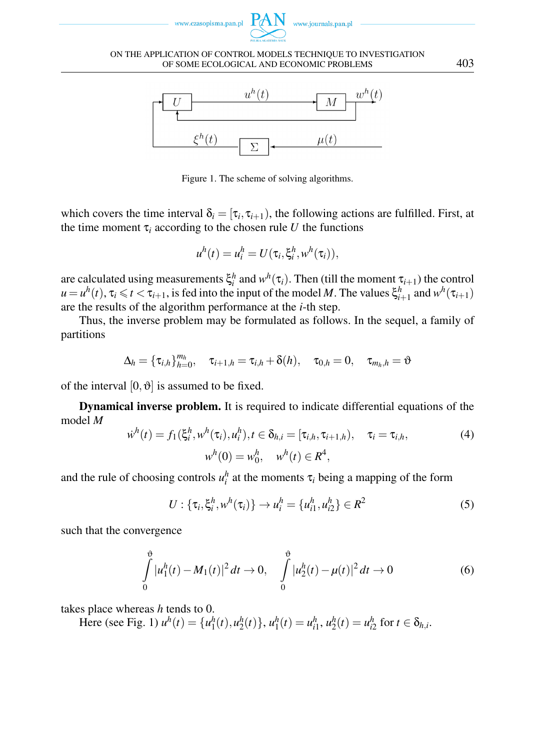Figure 1. The scheme of solving algorithms.

which covers the time interval $\delta_i = [\tau_i, \tau_{i+1})$, the following actions are fulfilled. First, at the time moment $\tau_i$ according to the chosen rule $U$ the functions

$$u^h(t) = u_i^h = U(\tau_i, \xi_i^h, w^h(\tau_i)),$$

are calculated using measurements $\xi_i^h$ and $w^h(\tau_i)$. Then (till the moment $\tau_{i+1}$) the control $u = u^h(t)$, $\tau_i \leqslant t < \tau_{i+1}$, is fed into the input of the model $M$. The values $\xi_{i+1}^h$ and $w^h(\tau_{i+1})$ are the results of the algorithm performance at the $i$-th step.

Thus, the inverse problem may be formulated as follows. In the sequel, a family of partitions

$$\Delta_h = \{\tau_{i,h}\}_{h=0}^{m_h}, \quad \tau_{i+1,h} = \tau_{i,h} + \delta(h), \quad \tau_{0,h} = 0, \quad \tau_{m_h,h} = \vartheta$$

of the interval $[0, \vartheta]$ is assumed to be fixed.

**Dynamical inverse problem.** It is required to indicate differential equations of the model $M$

$$\dot{w}^h(t) = f_1(\xi_i^h, w^h(\tau_i), u_i^h), t \in \delta_{h,i} = [\tau_{i,h}, \tau_{i+1,h}), \quad \tau_i = \tau_{i,h}, \tag{4}$$
$$w^h(0) = w_0^h, \quad w^h(t) \in R^4,$$

and the rule of choosing controls $u_i^h$ at the moments $\tau_i$ being a mapping of the form

$$U : \{\tau_i, \xi_i^h, w^h(\tau_i)\} \to u_i^h = \{u_{i1}^h, u_{i2}^h\} \in R^2 \tag{5}$$

such that the convergence

$$\int_0^\vartheta |u_1^h(t) - M_1(t)|^2 \, dt \to 0, \quad \int_0^\vartheta |u_2^h(t) - \mu(t)|^2 \, dt \to 0 \tag{6}$$

takes place whereas $h$ tends to 0.

Here (see Fig. 1) $u^h(t) = \{u_1^h(t), u_2^h(t)\}$, $u_1^h(t) = u_{i1}^h$, $u_2^h(t) = u_{i2}^h$ for $t \in \delta_{h,i}$.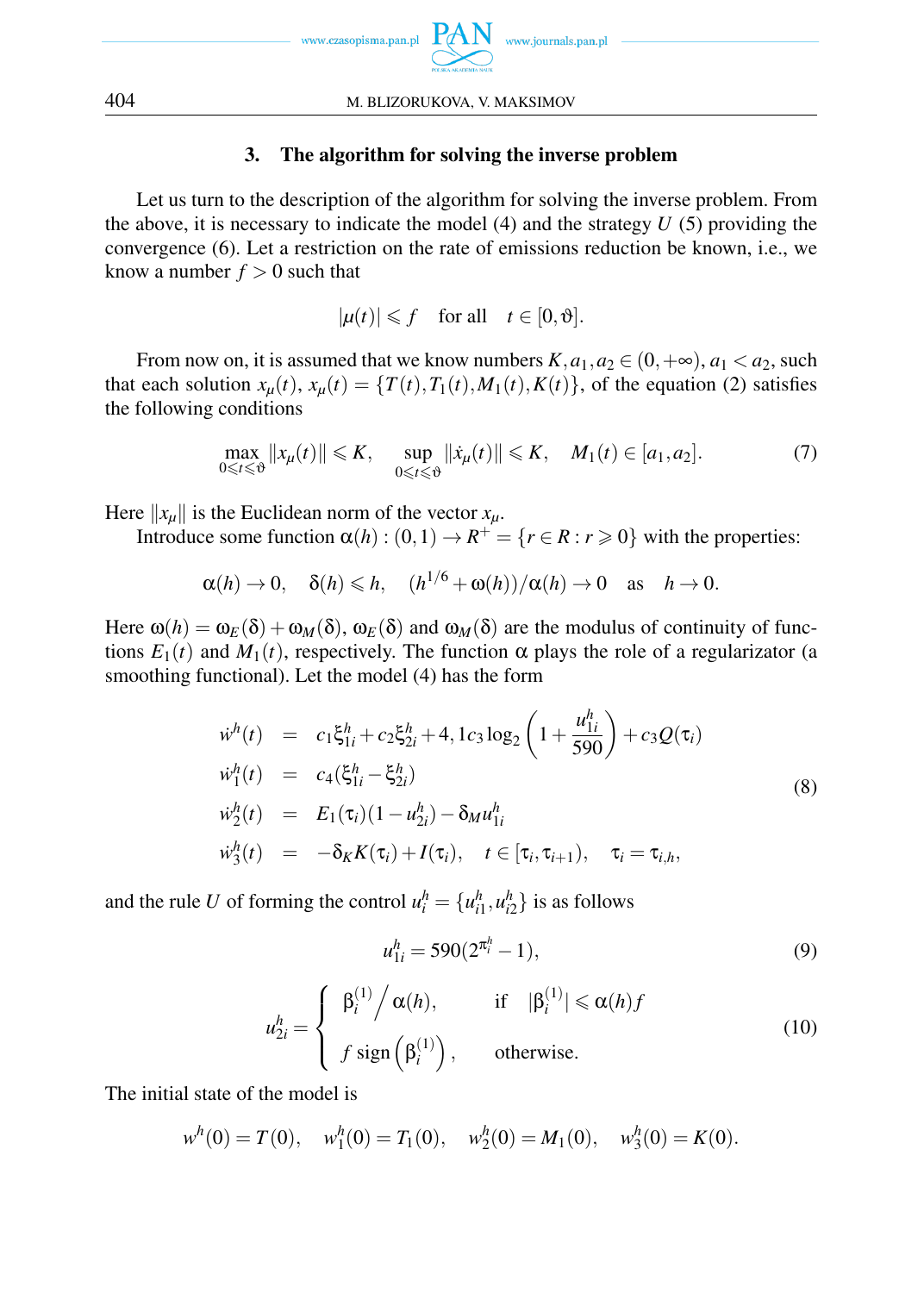## 3. The algorithm for solving the inverse problem

Let us turn to the description of the algorithm for solving the inverse problem. From the above, it is necessary to indicate the model (4) and the strategy $U$ (5) providing the convergence (6). Let a restriction on the rate of emissions reduction be known, i.e., we know a number $f > 0$ such that

$$|\mu(t)| \leqslant f \quad \text{for all} \quad t \in [0, \vartheta].$$

From now on, it is assumed that we know numbers $K, a_1, a_2 \in (0, +\infty)$, $a_1 < a_2$, such that each solution $x_\mu(t)$, $x_\mu(t) = \{T(t), T_1(t), M_1(t), K(t)\}$, of the equation (2) satisfies the following conditions

$$\max_{0 \leqslant t \leqslant \vartheta} \|x_\mu(t)\| \leqslant K, \qquad \sup_{0 \leqslant t \leqslant \vartheta} \|\dot{x}_\mu(t)\| \leqslant K, \quad M_1(t) \in [a_1, a_2]. \tag{7}$$

Here $\|x_\mu\|$ is the Euclidean norm of the vector $x_\mu$.

Introduce some function $\alpha(h) : (0,1) \to R^+ = \{r \in R : r \geqslant 0\}$ with the properties:

$$\alpha(h) \to 0, \quad \delta(h) \leqslant h, \quad (h^{1/6} + \omega(h))/\alpha(h) \to 0 \quad \text{as} \quad h \to 0.$$

Here $\omega(h) = \omega_E(\delta) + \omega_M(\delta)$, $\omega_E(\delta)$ and $\omega_M(\delta)$ are the modulus of continuity of functions $E_1(t)$ and $M_1(t)$, respectively. The function $\alpha$ plays the role of a regularizator (a smoothing functional). Let the model (4) has the form

$$\begin{aligned}
\dot{w}^h(t) &= c_1\xi^h_{1i} + c_2\xi^h_{2i} + 4,1c_3\log_2\left(1 + \frac{u^h_{1i}}{590}\right) + c_3 Q(\tau_i) \\
\dot{w}^h_1(t) &= c_4(\xi^h_{1i} - \xi^h_{2i}) \\
\dot{w}^h_2(t) &= E_1(\tau_i)(1 - u^h_{2i}) - \delta_M u^h_{1i} \\
\dot{w}^h_3(t) &= -\delta_K K(\tau_i) + I(\tau_i), \quad t \in [\tau_i, \tau_{i+1}), \quad \tau_i = \tau_{i,h},
\end{aligned} \tag{8}$$

and the rule $U$ of forming the control $u^h_i = \{u^h_{i1}, u^h_{i2}\}$ is as follows

$$u^h_{1i} = 590(2^{\pi^h_i} - 1), \tag{9}$$

$$u^h_{2i} = \begin{cases} \beta^{(1)}_i \big/ \alpha(h), & \text{if} \quad |\beta^{(1)}_i| \leqslant \alpha(h) f \\ f \,\text{sign}\left(\beta^{(1)}_i\right), & \text{otherwise.} \end{cases} \tag{10}$$

The initial state of the model is

$$w^h(0) = T(0), \quad w^h_1(0) = T_1(0), \quad w^h_2(0) = M_1(0), \quad w^h_3(0) = K(0).$$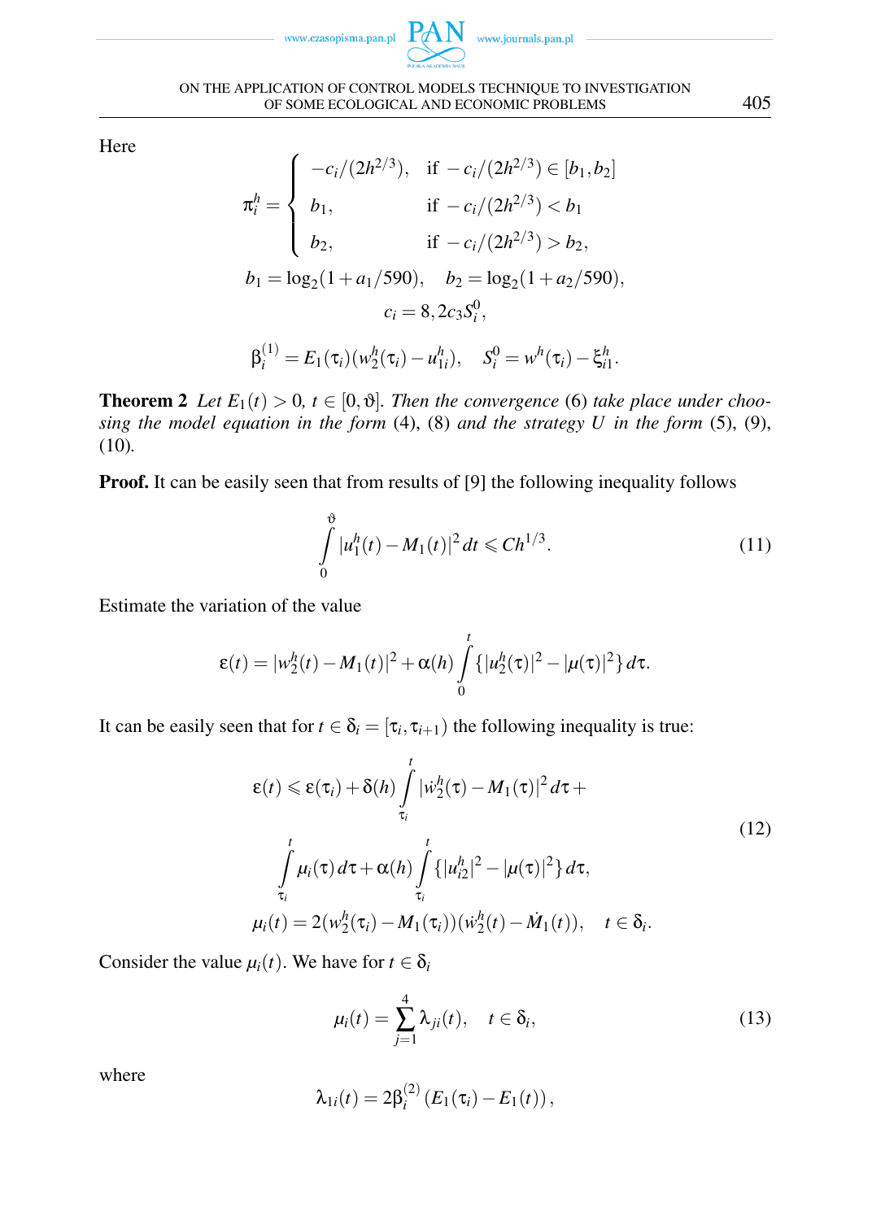Here

$$
\pi_i^h = \begin{cases} -c_i/(2h^{2/3}), & \text{if } -c_i/(2h^{2/3}) \in [b_1, b_2] \\ b_1, & \text{if } -c_i/(2h^{2/3}) < b_1 \\ b_2, & \text{if } -c_i/(2h^{2/3}) > b_2, \end{cases}
$$

$$
b_1 = \log_2(1 + a_1/590), \quad b_2 = \log_2(1 + a_2/590),
$$

$$
c_i = 8,2c_3 S_i^0,
$$

$$
\beta_i^{(1)} = E_1(\tau_i)(w_2^h(\tau_i) - u_{1i}^h), \quad S_i^0 = w^h(\tau_i) - \xi_{i1}^h.
$$

**Theorem 2** *Let* $E_1(t) > 0$*,* $t \in [0, \vartheta]$*. Then the convergence* (6) *take place under choosing the model equation in the form* (4), (8) *and the strategy* $U$ *in the form* (5), (9), (10).

**Proof.** It can be easily seen that from results of [9] the following inequality follows

$$
\int_0^{\vartheta} |u_1^h(t) - M_1(t)|^2 \, dt \leqslant Ch^{1/3}. \tag{11}
$$

Estimate the variation of the value

$$
\varepsilon(t) = |w_2^h(t) - M_1(t)|^2 + \alpha(h) \int_0^t \{|u_2^h(\tau)|^2 - |\mu(\tau)|^2\} \, d\tau.
$$

It can be easily seen that for $t \in \delta_i = [\tau_i, \tau_{i+1})$ the following inequality is true:

$$
\begin{gathered}
\varepsilon(t) \leqslant \varepsilon(\tau_i) + \delta(h) \int_{\tau_i}^t |\dot{w}_2^h(\tau) - M_1(\tau)|^2 \, d\tau + \\
\int_{\tau_i}^t \mu_i(\tau) \, d\tau + \alpha(h) \int_{\tau_i}^t \{|u_{i2}^h|^2 - |\mu(\tau)|^2\} \, d\tau,
\end{gathered} \tag{12}
$$

$$
\mu_i(t) = 2(w_2^h(\tau_i) - M_1(\tau_i))(\dot{w}_2^h(t) - \dot{M}_1(t)), \quad t \in \delta_i.
$$

Consider the value $\mu_i(t)$. We have for $t \in \delta_i$

$$
\mu_i(t) = \sum_{j=1}^{4} \lambda_{ji}(t), \quad t \in \delta_i, \tag{13}
$$

where

$$
\lambda_{1i}(t) = 2\beta_i^{(2)} \left( E_1(\tau_i) - E_1(t) \right),
$$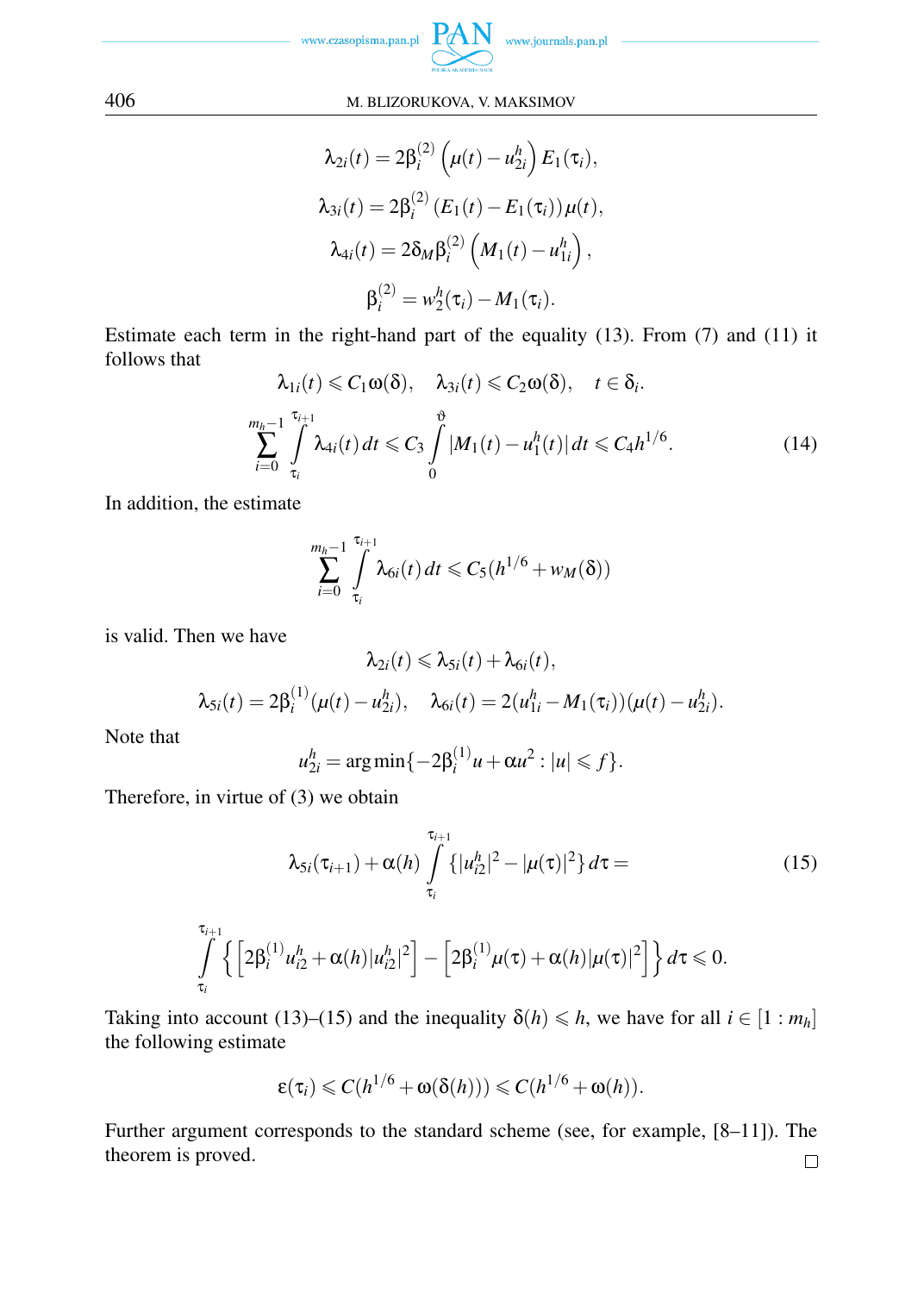$$\lambda_{2i}(t) = 2\beta_i^{(2)}\left(\mu(t) - u_{2i}^h\right)E_1(\tau_i),$$

$$\lambda_{3i}(t) = 2\beta_i^{(2)}\left(E_1(t) - E_1(\tau_i)\right)\mu(t),$$

$$\lambda_{4i}(t) = 2\delta_M\beta_i^{(2)}\left(M_1(t) - u_{1i}^h\right),$$

$$\beta_i^{(2)} = w_2^h(\tau_i) - M_1(\tau_i).$$

Estimate each term in the right-hand part of the equality (13). From (7) and (11) it follows that

$$\lambda_{1i}(t) \leqslant C_1\omega(\delta), \quad \lambda_{3i}(t) \leqslant C_2\omega(\delta), \quad t \in \delta_i.$$

$$\sum_{i=0}^{m_h-1}\int_{\tau_i}^{\tau_{i+1}}\lambda_{4i}(t)\,dt \leqslant C_3\int_0^{\vartheta}|M_1(t) - u_1^h(t)|\,dt \leqslant C_4h^{1/6}. \tag{14}$$

In addition, the estimate

$$\sum_{i=0}^{m_h-1}\int_{\tau_i}^{\tau_{i+1}}\lambda_{6i}(t)\,dt \leqslant C_5(h^{1/6} + w_M(\delta))$$

is valid. Then we have

$$\lambda_{2i}(t) \leqslant \lambda_{5i}(t) + \lambda_{6i}(t),$$

$$\lambda_{5i}(t) = 2\beta_i^{(1)}(\mu(t) - u_{2i}^h), \quad \lambda_{6i}(t) = 2(u_{1i}^h - M_1(\tau_i))(\mu(t) - u_{2i}^h).$$

Note that

$$u_{2i}^h = \arg\min\{-2\beta_i^{(1)}u + \alpha u^2 : |u| \leqslant f\}.$$

Therefore, in virtue of (3) we obtain

$$\lambda_{5i}(\tau_{i+1}) + \alpha(h)\int_{\tau_i}^{\tau_{i+1}}\{|u_{i2}^h|^2 - |\mu(\tau)|^2\}\,d\tau = \tag{15}$$

$$\int_{\tau_i}^{\tau_{i+1}}\left\{\left[2\beta_i^{(1)}u_{i2}^h + \alpha(h)|u_{i2}^h|^2\right] - \left[2\beta_i^{(1)}\mu(\tau) + \alpha(h)|\mu(\tau)|^2\right]\right\}d\tau \leqslant 0.$$

Taking into account (13)–(15) and the inequality $\delta(h) \leqslant h$, we have for all $i \in [1 : m_h]$ the following estimate

$$\varepsilon(\tau_i) \leqslant C(h^{1/6} + \omega(\delta(h))) \leqslant C(h^{1/6} + \omega(h)).$$

Further argument corresponds to the standard scheme (see, for example, [8–11]). The theorem is proved. □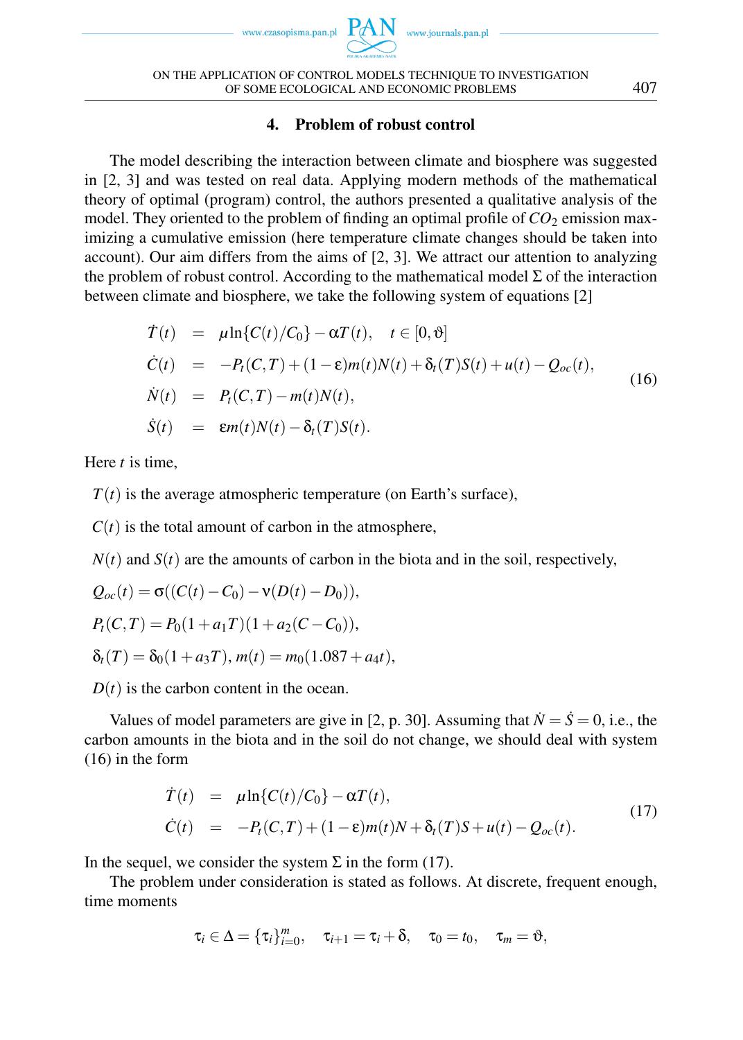## 4. Problem of robust control

The model describing the interaction between climate and biosphere was suggested in [2, 3] and was tested on real data. Applying modern methods of the mathematical theory of optimal (program) control, the authors presented a qualitative analysis of the model. They oriented to the problem of finding an optimal profile of $CO_2$ emission maximizing a cumulative emission (here temperature climate changes should be taken into account). Our aim differs from the aims of [2, 3]. We attract our attention to analyzing the problem of robust control. According to the mathematical model $\Sigma$ of the interaction between climate and biosphere, we take the following system of equations [2]

$$
\begin{aligned}
\dot{T}(t) &= \mu \ln\{C(t)/C_0\} - \alpha T(t), \quad t \in [0, \vartheta] \\
\dot{C}(t) &= -P_t(C,T) + (1-\varepsilon)m(t)N(t) + \delta_t(T)S(t) + u(t) - Q_{oc}(t), \\
\dot{N}(t) &= P_t(C,T) - m(t)N(t), \\
\dot{S}(t) &= \varepsilon m(t)N(t) - \delta_t(T)S(t).
\end{aligned}
\tag{16}
$$

Here $t$ is time,

$T(t)$ is the average atmospheric temperature (on Earth's surface),

$C(t)$ is the total amount of carbon in the atmosphere,

$N(t)$ and $S(t)$ are the amounts of carbon in the biota and in the soil, respectively,

$Q_{oc}(t) = \sigma((C(t) - C_0) - \nu(D(t) - D_0))$,

$P_t(C,T) = P_0(1 + a_1 T)(1 + a_2(C - C_0))$,

$\delta_t(T) = \delta_0(1 + a_3 T)$, $m(t) = m_0(1.087 + a_4 t)$,

$D(t)$ is the carbon content in the ocean.

Values of model parameters are give in [2, p. 30]. Assuming that $\dot{N} = \dot{S} = 0$, i.e., the carbon amounts in the biota and in the soil do not change, we should deal with system (16) in the form

$$
\begin{aligned}
\dot{T}(t) &= \mu \ln\{C(t)/C_0\} - \alpha T(t), \\
\dot{C}(t) &= -P_t(C,T) + (1-\varepsilon)m(t)N + \delta_t(T)S + u(t) - Q_{oc}(t).
\end{aligned}
\tag{17}
$$

In the sequel, we consider the system $\Sigma$ in the form (17).

The problem under consideration is stated as follows. At discrete, frequent enough, time moments

$$
\tau_i \in \Delta = \{\tau_i\}_{i=0}^{m}, \quad \tau_{i+1} = \tau_i + \delta, \quad \tau_0 = t_0, \quad \tau_m = \vartheta,
$$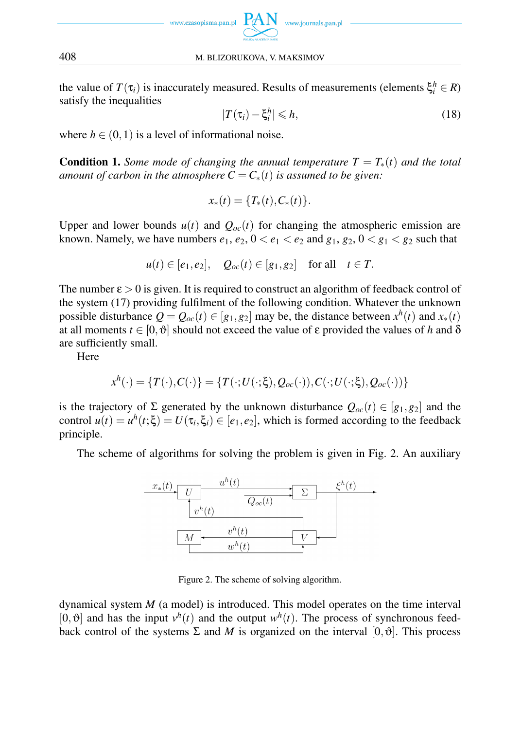the value of $T(\tau_i)$ is inaccurately measured. Results of measurements (elements $\xi_i^h \in R$) satisfy the inequalities

$$|T(\tau_i) - \xi_i^h| \leqslant h, \tag{18}$$

where $h \in (0,1)$ is a level of informational noise.

**Condition 1.** *Some mode of changing the annual temperature $T = T_*(t)$ and the total amount of carbon in the atmosphere $C = C_*(t)$ is assumed to be given:*

$$x_*(t) = \{T_*(t), C_*(t)\}.$$

Upper and lower bounds $u(t)$ and $Q_{oc}(t)$ for changing the atmospheric emission are known. Namely, we have numbers $e_1$, $e_2$, $0 < e_1 < e_2$ and $g_1$, $g_2$, $0 < g_1 < g_2$ such that

$$u(t) \in [e_1, e_2], \quad Q_{oc}(t) \in [g_1, g_2] \quad \text{for all} \quad t \in T.$$

The number $\varepsilon > 0$ is given. It is required to construct an algorithm of feedback control of the system (17) providing fulfilment of the following condition. Whatever the unknown possible disturbance $Q = Q_{oc}(t) \in [g_1, g_2]$ may be, the distance between $x^h(t)$ and $x_*(t)$ at all moments $t \in [0, \vartheta]$ should not exceed the value of $\varepsilon$ provided the values of $h$ and $\delta$ are sufficiently small.

Here

$$x^h(\cdot) = \{T(\cdot), C(\cdot)\} = \{T(\cdot; U(\cdot;\xi), Q_{oc}(\cdot)), C(\cdot; U(\cdot;\xi), Q_{oc}(\cdot))\}$$

is the trajectory of $\Sigma$ generated by the unknown disturbance $Q_{oc}(t) \in [g_1, g_2]$ and the control $u(t) = u^h(t;\xi) = U(\tau_i, \xi_i) \in [e_1, e_2]$, which is formed according to the feedback principle.

The scheme of algorithms for solving the problem is given in Fig. 2. An auxiliary

Figure 2. The scheme of solving algorithm.

dynamical system $M$ (a model) is introduced. This model operates on the time interval $[0, \vartheta]$ and has the input $v^h(t)$ and the output $w^h(t)$. The process of synchronous feedback control of the systems $\Sigma$ and $M$ is organized on the interval $[0, \vartheta]$. This process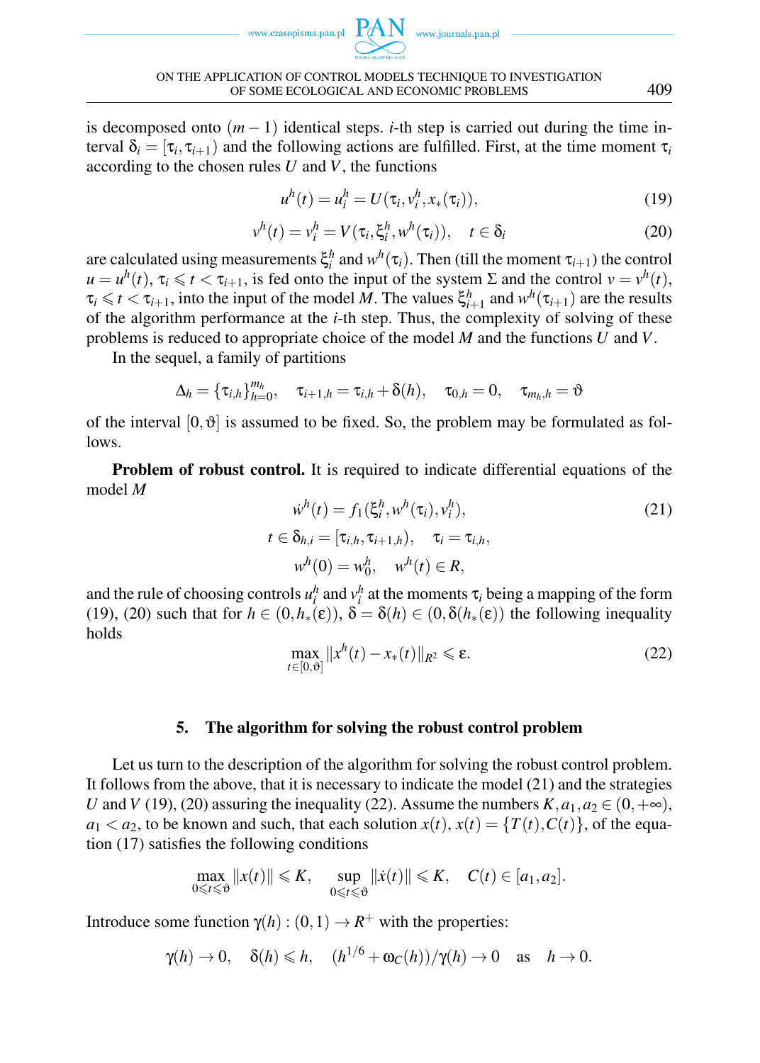is decomposed onto $(m-1)$ identical steps. $i$-th step is carried out during the time interval $\delta_i = [\tau_i, \tau_{i+1})$ and the following actions are fulfilled. First, at the time moment $\tau_i$ according to the chosen rules $U$ and $V$, the functions

$$u^h(t) = u_i^h = U(\tau_i, v_i^h, x_*(\tau_i)), \tag{19}$$

$$v^h(t) = v_i^h = V(\tau_i, \xi_i^h, w^h(\tau_i)), \quad t \in \delta_i \tag{20}$$

are calculated using measurements $\xi_i^h$ and $w^h(\tau_i)$. Then (till the moment $\tau_{i+1}$) the control $u = u^h(t)$, $\tau_i \leqslant t < \tau_{i+1}$, is fed onto the input of the system $\Sigma$ and the control $v = v^h(t)$, $\tau_i \leqslant t < \tau_{i+1}$, into the input of the model $M$. The values $\xi_{i+1}^h$ and $w^h(\tau_{i+1})$ are the results of the algorithm performance at the $i$-th step. Thus, the complexity of solving of these problems is reduced to appropriate choice of the model $M$ and the functions $U$ and $V$.

In the sequel, a family of partitions

$$\Delta_h = \{\tau_{i,h}\}_{h=0}^{m_h}, \quad \tau_{i+1,h} = \tau_{i,h} + \delta(h), \quad \tau_{0,h} = 0, \quad \tau_{m_h,h} = \vartheta$$

of the interval $[0, \vartheta]$ is assumed to be fixed. So, the problem may be formulated as follows.

**Problem of robust control.** It is required to indicate differential equations of the model $M$

$$\dot{w}^h(t) = f_1(\xi_i^h, w^h(\tau_i), v_i^h), \tag{21}$$
$$t \in \delta_{h,i} = [\tau_{i,h}, \tau_{i+1,h}), \quad \tau_i = \tau_{i,h},$$
$$w^h(0) = w_0^h, \quad w^h(t) \in R,$$

and the rule of choosing controls $u_i^h$ and $v_i^h$ at the moments $\tau_i$ being a mapping of the form (19), (20) such that for $h \in (0, h_*(\varepsilon))$, $\delta = \delta(h) \in (0, \delta(h_*(\varepsilon))$ the following inequality holds

$$\max_{t \in [0,\vartheta]} \|x^h(t) - x_*(t)\|_{R^2} \leqslant \varepsilon. \tag{22}$$

## 5. The algorithm for solving the robust control problem

Let us turn to the description of the algorithm for solving the robust control problem. It follows from the above, that it is necessary to indicate the model (21) and the strategies $U$ and $V$ (19), (20) assuring the inequality (22). Assume the numbers $K, a_1, a_2 \in (0, +\infty)$, $a_1 < a_2$, to be known and such, that each solution $x(t)$, $x(t) = \{T(t), C(t)\}$, of the equation (17) satisfies the following conditions

$$\max_{0 \leqslant t \leqslant \vartheta} \|x(t)\| \leqslant K, \quad \sup_{0 \leqslant t \leqslant \vartheta} \|\dot{x}(t)\| \leqslant K, \quad C(t) \in [a_1, a_2].$$

Introduce some function $\gamma(h) : (0,1) \to R^+$ with the properties:

$$\gamma(h) \to 0, \quad \delta(h) \leqslant h, \quad (h^{1/6} + \omega_C(h))/\gamma(h) \to 0 \quad \text{as} \quad h \to 0.$$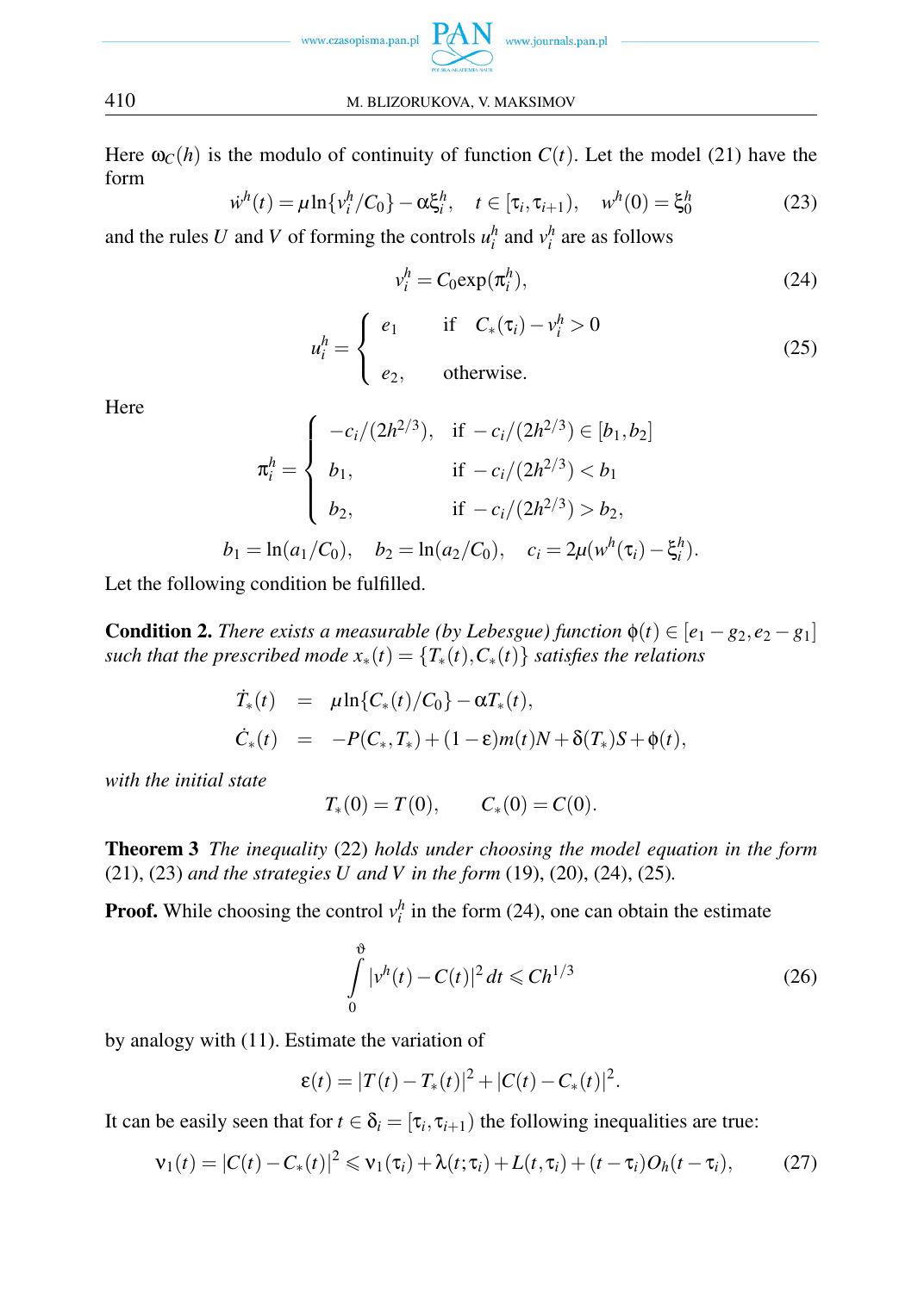Here $\omega_C(h)$ is the modulo of continuity of function $C(t)$. Let the model (21) have the form

$$\dot{w}^h(t) = \mu \ln\{v_i^h/C_0\} - \alpha\xi_i^h, \quad t \in [\tau_i, \tau_{i+1}), \quad w^h(0) = \xi_0^h \tag{23}$$

and the rules $U$ and $V$ of forming the controls $u_i^h$ and $v_i^h$ are as follows

$$v_i^h = C_0 \exp(\pi_i^h), \tag{24}$$

$$u_i^h = \begin{cases} e_1 & \text{if} \quad C_*(\tau_i) - v_i^h > 0 \\ e_2, & \text{otherwise.} \end{cases} \tag{25}$$

Here

$$\pi_i^h = \begin{cases} -c_i/(2h^{2/3}), & \text{if } -c_i/(2h^{2/3}) \in [b_1, b_2] \\ b_1, & \text{if } -c_i/(2h^{2/3}) < b_1 \\ b_2, & \text{if } -c_i/(2h^{2/3}) > b_2, \end{cases}$$

$$b_1 = \ln(a_1/C_0), \quad b_2 = \ln(a_2/C_0), \quad c_i = 2\mu(w^h(\tau_i) - \xi_i^h).$$

Let the following condition be fulfilled.

**Condition 2.** *There exists a measurable (by Lebesgue) function $\phi(t) \in [e_1 - g_2, e_2 - g_1]$ such that the prescribed mode $x_*(t) = \{T_*(t), C_*(t)\}$ satisfies the relations*

$$\begin{aligned} \dot{T}_*(t) &= \mu \ln\{C_*(t)/C_0\} - \alpha T_*(t), \\ \dot{C}_*(t) &= -P(C_*, T_*) + (1-\varepsilon)m(t)N + \delta(T_*)S + \phi(t), \end{aligned}$$

*with the initial state*

$$T_*(0) = T(0), \qquad C_*(0) = C(0).$$

**Theorem 3** *The inequality* (22) *holds under choosing the model equation in the form* (21), (23) *and the strategies $U$ and $V$ in the form* (19), (20), (24), (25)*.*

**Proof.** While choosing the control $v_i^h$ in the form (24), one can obtain the estimate

$$\int_0^{\vartheta} |v^h(t) - C(t)|^2 \, dt \leqslant Ch^{1/3} \tag{26}$$

by analogy with (11). Estimate the variation of

$$\varepsilon(t) = |T(t) - T_*(t)|^2 + |C(t) - C_*(t)|^2.$$

It can be easily seen that for $t \in \delta_i = [\tau_i, \tau_{i+1})$ the following inequalities are true:

$$\nu_1(t) = |C(t) - C_*(t)|^2 \leqslant \nu_1(\tau_i) + \lambda(t;\tau_i) + L(t,\tau_i) + (t-\tau_i)O_h(t-\tau_i), \tag{27}$$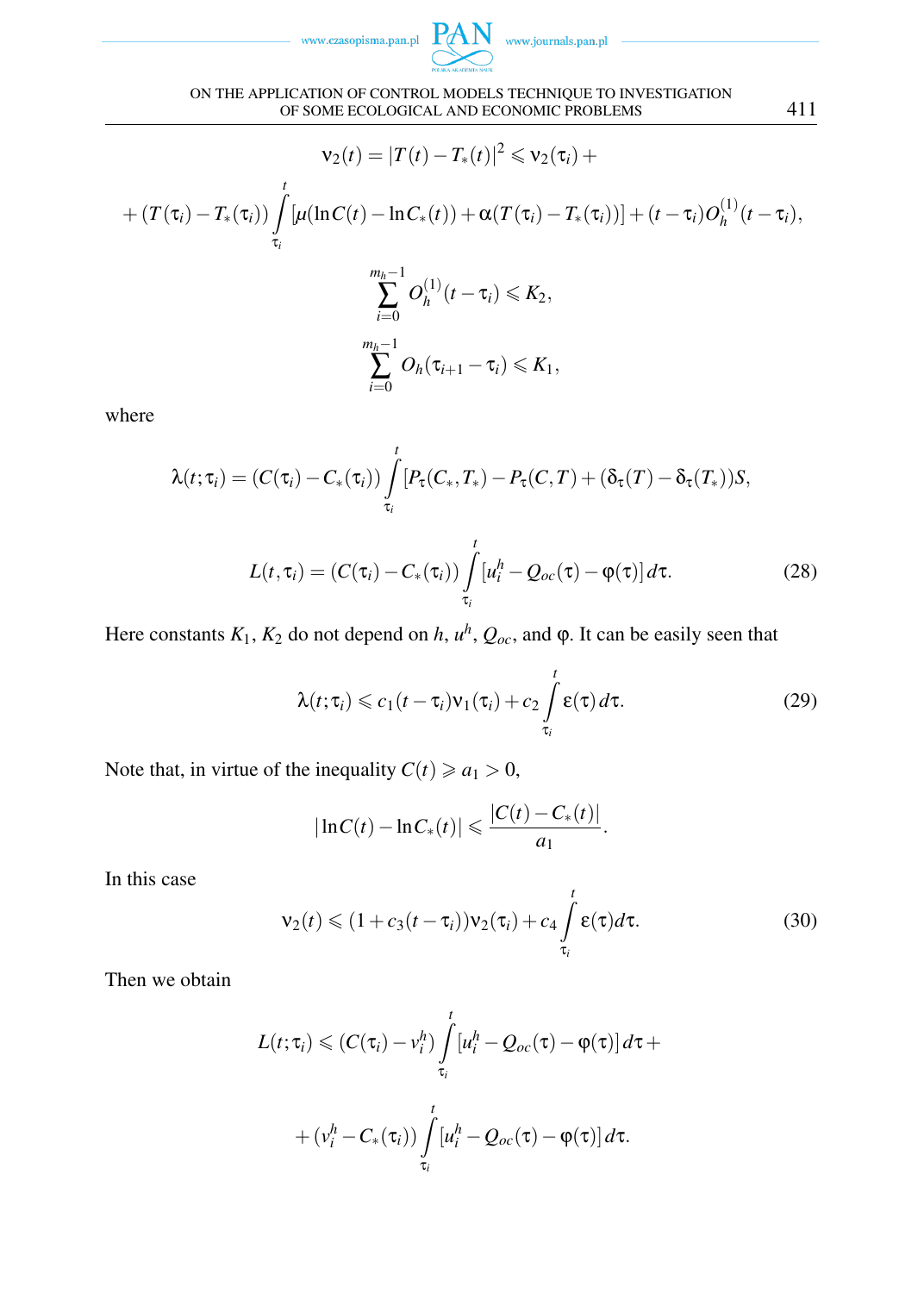$$\nu_2(t) = |T(t) - T_*(t)|^2 \leqslant \nu_2(\tau_i) +$$

$$+ (T(\tau_i) - T_*(\tau_i)) \int_{\tau_i}^{t} [\mu(\ln C(t) - \ln C_*(t)) + \alpha(T(\tau_i) - T_*(\tau_i))] + (t - \tau_i) O_h^{(1)}(t - \tau_i),$$

$$\sum_{i=0}^{m_h - 1} O_h^{(1)}(t - \tau_i) \leqslant K_2,$$

$$\sum_{i=0}^{m_h - 1} O_h(\tau_{i+1} - \tau_i) \leqslant K_1,$$

where

$$\lambda(t;\tau_i) = (C(\tau_i) - C_*(\tau_i)) \int_{\tau_i}^{t} [P_\tau(C_*, T_*) - P_\tau(C, T) + (\delta_\tau(T) - \delta_\tau(T_*))S,$$

$$L(t, \tau_i) = (C(\tau_i) - C_*(\tau_i)) \int_{\tau_i}^{t} [u_i^h - Q_{oc}(\tau) - \varphi(\tau)]\, d\tau. \tag{28}$$

Here constants $K_1$, $K_2$ do not depend on $h$, $u^h$, $Q_{oc}$, and $\varphi$. It can be easily seen that

$$\lambda(t;\tau_i) \leqslant c_1(t - \tau_i)\nu_1(\tau_i) + c_2 \int_{\tau_i}^{t} \varepsilon(\tau)\, d\tau. \tag{29}$$

Note that, in virtue of the inequality $C(t) \geqslant a_1 > 0$,

$$|\ln C(t) - \ln C_*(t)| \leqslant \frac{|C(t) - C_*(t)|}{a_1}.$$

In this case

$$\nu_2(t) \leqslant (1 + c_3(t - \tau_i))\nu_2(\tau_i) + c_4 \int_{\tau_i}^{t} \varepsilon(\tau) d\tau. \tag{30}$$

Then we obtain

$$L(t;\tau_i) \leqslant (C(\tau_i) - v_i^h) \int_{\tau_i}^{t} [u_i^h - Q_{oc}(\tau) - \varphi(\tau)]\, d\tau +$$

$$+ (v_i^h - C_*(\tau_i)) \int_{\tau_i}^{t} [u_i^h - Q_{oc}(\tau) - \varphi(\tau)]\, d\tau.$$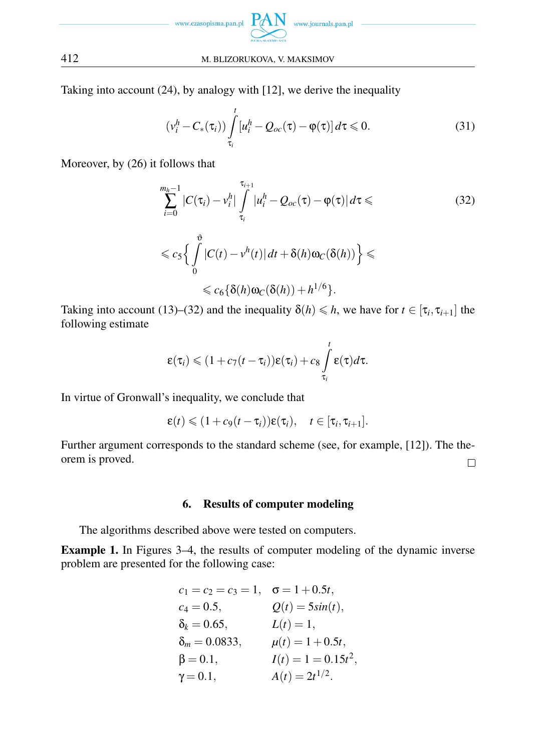Taking into account (24), by analogy with [12], we derive the inequality

$$(v_i^h - C_*(\tau_i)) \int_{\tau_i}^{t} [u_i^h - Q_{oc}(\tau) - \varphi(\tau)]\, d\tau \leqslant 0. \tag{31}$$

Moreover, by (26) it follows that

$$\sum_{i=0}^{m_h-1} |C(\tau_i) - v_i^h| \int_{\tau_i}^{\tau_{i+1}} |u_i^h - Q_{oc}(\tau) - \varphi(\tau)|\, d\tau \leqslant \tag{32}$$

$$\leqslant c_5 \Big\{ \int_0^{\vartheta} |C(t) - v^h(t)|\, dt + \delta(h)\omega_C(\delta(h)) \Big\} \leqslant$$

$$\leqslant c_6 \{\delta(h)\omega_C(\delta(h)) + h^{1/6}\}.$$

Taking into account (13)–(32) and the inequality $\delta(h) \leqslant h$, we have for $t \in [\tau_i, \tau_{i+1}]$ the following estimate

$$\varepsilon(\tau_i) \leqslant (1 + c_7(t - \tau_i))\varepsilon(\tau_i) + c_8 \int_{\tau_i}^{t} \varepsilon(\tau)\, d\tau.$$

In virtue of Gronwall's inequality, we conclude that

$$\varepsilon(t) \leqslant (1 + c_9(t - \tau_i))\varepsilon(\tau_i), \quad t \in [\tau_i, \tau_{i+1}].$$

Further argument corresponds to the standard scheme (see, for example, [12]). The theorem is proved. □

## 6. Results of computer modeling

The algorithms described above were tested on computers.

**Example 1.** In Figures 3–4, the results of computer modeling of the dynamic inverse problem are presented for the following case:

$$\begin{aligned}
&c_1 = c_2 = c_3 = 1, && \sigma = 1 + 0.5t,\\
&c_4 = 0.5, && Q(t) = 5sin(t),\\
&\delta_k = 0.65, && L(t) = 1,\\
&\delta_m = 0.0833, && \mu(t) = 1 + 0.5t,\\
&\beta = 0.1, && I(t) = 1 = 0.15t^2,\\
&\gamma = 0.1, && A(t) = 2t^{1/2}.
\end{aligned}$$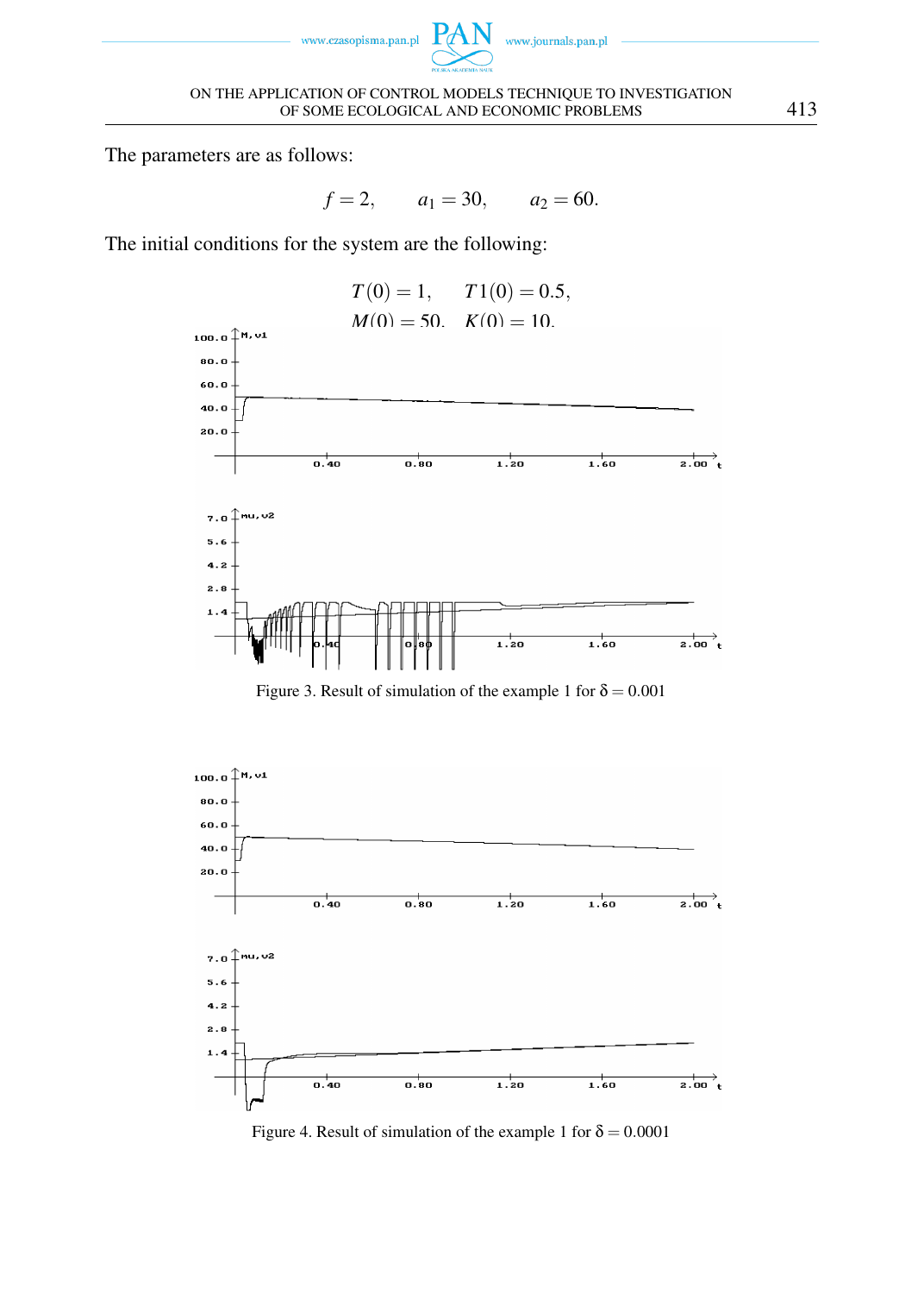The parameters are as follows:

$$f = 2, \qquad a_1 = 30, \qquad a_2 = 60.$$

The initial conditions for the system are the following:

$$T(0) = 1, \qquad T1(0) = 0.5,$$
$$M(0) = 50, \quad K(0) = 10.$$

Figure 3. Result of simulation of the example 1 for $\delta = 0.001$

Figure 4. Result of simulation of the example 1 for $\delta = 0.0001$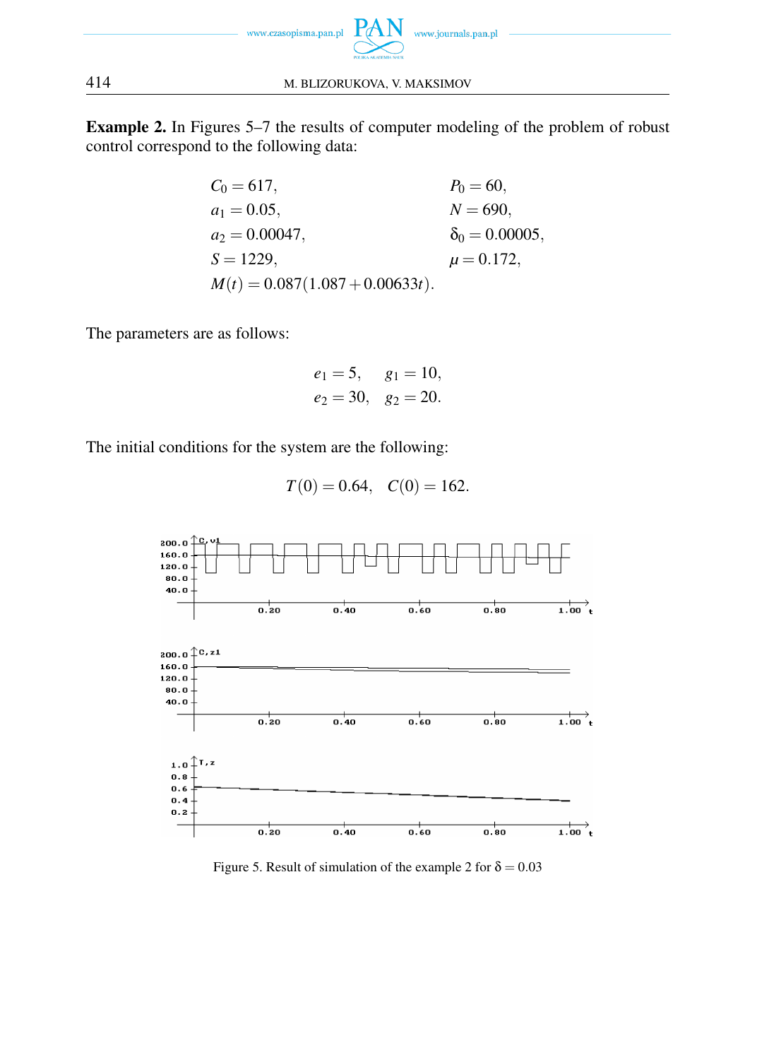**Example 2.** In Figures 5–7 the results of computer modeling of the problem of robust control correspond to the following data:

$$C_0 = 617, \qquad P_0 = 60,$$
$$a_1 = 0.05, \qquad N = 690,$$
$$a_2 = 0.00047, \qquad \delta_0 = 0.00005,$$
$$S = 1229, \qquad \mu = 0.172,$$
$$M(t) = 0.087(1.087 + 0.00633t).$$

The parameters are as follows:

$$e_1 = 5, \quad g_1 = 10,$$
$$e_2 = 30, \quad g_2 = 20.$$

The initial conditions for the system are the following:

$$T(0) = 0.64, \quad C(0) = 162.$$

Figure 5. Result of simulation of the example 2 for $\delta = 0.03$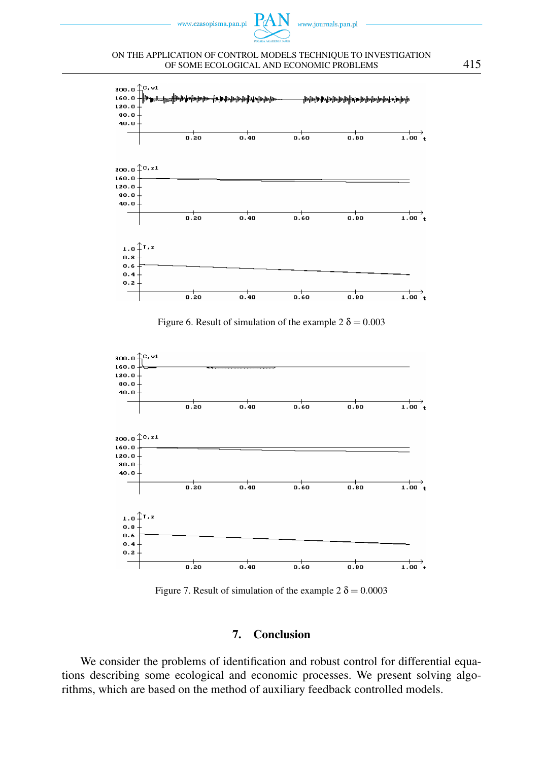Figure 6. Result of simulation of the example 2 $\delta = 0.003$

Figure 7. Result of simulation of the example 2 $\delta = 0.0003$

## 7. Conclusion

We consider the problems of identification and robust control for differential equations describing some ecological and economic processes. We present solving algorithms, which are based on the method of auxiliary feedback controlled models.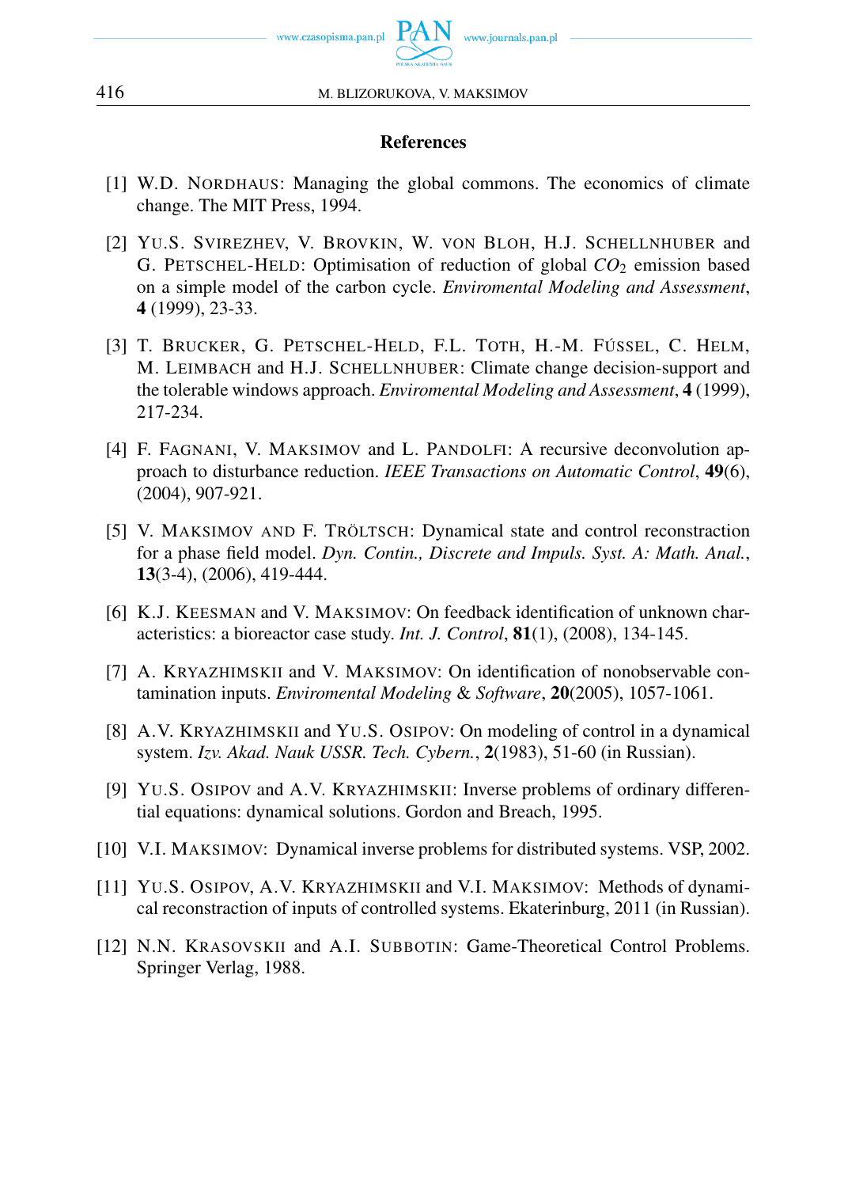## References

[1] W.D. Nordhaus: Managing the global commons. The economics of climate change. The MIT Press, 1994.

[2] Yu.S. Svirezhev, V. Brovkin, W. von Bloh, H.J. Schellnhuber and G. Petschel-Held: Optimisation of reduction of global $CO_2$ emission based on a simple model of the carbon cycle. *Enviromental Modeling and Assessment*, **4** (1999), 23-33.

[3] T. Brucker, G. Petschel-Held, F.L. Toth, H.-M. Fússel, C. Helm, M. Leimbach and H.J. Schellnhuber: Climate change decision-support and the tolerable windows approach. *Enviromental Modeling and Assessment*, **4** (1999), 217-234.

[4] F. Fagnani, V. Maksimov and L. Pandolfi: A recursive deconvolution approach to disturbance reduction. *IEEE Transactions on Automatic Control*, **49**(6), (2004), 907-921.

[5] V. Maksimov and F. Tröltsch: Dynamical state and control reconstraction for a phase field model. *Dyn. Contin., Discrete and Impuls. Syst. A: Math. Anal.*, **13**(3-4), (2006), 419-444.

[6] K.J. Keesman and V. Maksimov: On feedback identification of unknown characteristics: a bioreactor case study. *Int. J. Control*, **81**(1), (2008), 134-145.

[7] A. Kryazhimskii and V. Maksimov: On identification of nonobservable contamination inputs. *Enviromental Modeling & Software*, **20**(2005), 1057-1061.

[8] A.V. Kryazhimskii and Yu.S. Osipov: On modeling of control in a dynamical system. *Izv. Akad. Nauk USSR. Tech. Cybern.*, **2**(1983), 51-60 (in Russian).

[9] Yu.S. Osipov and A.V. Kryazhimskii: Inverse problems of ordinary differential equations: dynamical solutions. Gordon and Breach, 1995.

[10] V.I. Maksimov: Dynamical inverse problems for distributed systems. VSP, 2002.

[11] Yu.S. Osipov, A.V. Kryazhimskii and V.I. Maksimov: Methods of dynamical reconstraction of inputs of controlled systems. Ekaterinburg, 2011 (in Russian).

[12] N.N. Krasovskii and A.I. Subbotin: Game-Theoretical Control Problems. Springer Verlag, 1988.